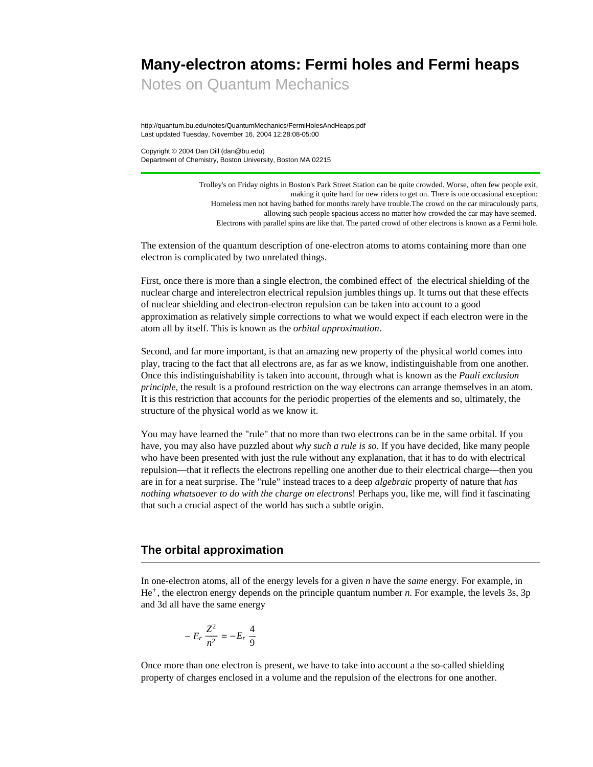# Many-electron atoms: Fermi holes and Fermi heaps

Notes on Quantum Mechanics

http://quantum.bu.edu/notes/QuantumMechanics/FermiHolesAndHeaps.pdf
Last updated Tuesday, November 16, 2004 12:28:08-05:00

Copyright © 2004 Dan Dill (dan@bu.edu)
Department of Chemistry, Boston University, Boston MA 02215

---

Trolley's on Friday nights in Boston's Park Street Station can be quite crowded. Worse, often few people exit, making it quite hard for new riders to get on. There is one occasional exception: Homeless men not having bathed for months rarely have trouble.The crowd on the car miraculously parts, allowing such people spacious access no matter how crowded the car may have seemed. Electrons with parallel spins are like that. The parted crowd of other electrons is known as a Fermi hole.

The extension of the quantum description of one-electron atoms to atoms containing more than one electron is complicated by two unrelated things.

First, once there is more than a single electron, the combined effect of the electrical shielding of the nuclear charge and interelectron electrical repulsion jumbles things up. It turns out that these effects of nuclear shielding and electron-electron repulsion can be taken into account to a good approximation as relatively simple corrections to what we would expect if each electron were in the atom all by itself. This is known as the *orbital approximation*.

Second, and far more important, is that an amazing new property of the physical world comes into play, tracing to the fact that all electrons are, as far as we know, indistinguishable from one another. Once this indistinguishability is taken into account, through what is known as the *Pauli exclusion principle*, the result is a profound restriction on the way electrons can arrange themselves in an atom. It is this restriction that accounts for the periodic properties of the elements and so, ultimately, the structure of the physical world as we know it.

You may have learned the "rule" that no more than two electrons can be in the same orbital. If you have, you may also have puzzled about *why such a rule is so*. If you have decided, like many people who have been presented with just the rule without any explanation, that it has to do with electrical repulsion—that it reflects the electrons repelling one another due to their electrical charge—then you are in for a neat surprise. The "rule" instead traces to a deep *algebraic* property of nature that *has nothing whatsoever to do with the charge on electrons*! Perhaps you, like me, will find it fascinating that such a crucial aspect of the world has such a subtle origin.

## The orbital approximation

In one-electron atoms, all of the energy levels for a given *n* have the *same* energy. For example, in $He^+$, the electron energy depends on the principle quantum number *n*. For example, the levels 3s, 3p and 3d all have the same energy

$$-E_r \frac{Z^2}{n^2} = -E_r \frac{4}{9}$$

Once more than one electron is present, we have to take into account a the so-called shielding property of charges enclosed in a volume and the repulsion of the electrons for one another.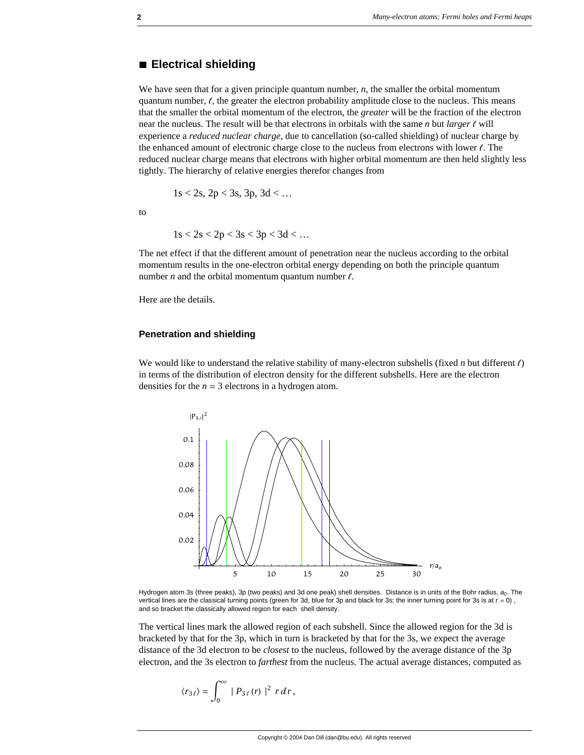## ■ Electrical shielding

We have seen that for a given principle quantum number, $n$, the smaller the orbital momentum quantum number, $\ell$, the greater the electron probability amplitude close to the nucleus. This means that the smaller the orbital momentum of the electron, the *greater* will be the fraction of the electron near the nucleus. The result will be that electrons in orbitals with the same $n$ but *larger* $\ell$ will experience a *reduced nuclear charge*, due to cancellation (so-called shielding) of nuclear charge by the enhanced amount of electronic charge close to the nucleus from electrons with lower $\ell$. The reduced nuclear charge means that electrons with higher orbital momentum are then held slightly less tightly. The hierarchy of relative energies therefor changes from

1s < 2s, 2p < 3s, 3p, 3d < …

to

1s < 2s < 2p < 3s < 3p < 3d < …

The net effect if that the different amount of penetration near the nucleus according to the orbital momentum results in the one-electron orbital energy depending on both the principle quantum number $n$ and the orbital momentum quantum number $\ell$.

Here are the details.

### Penetration and shielding

We would like to understand the relative stability of many-electron subshells (fixed $n$ but different $\ell$) in terms of the distribution of electron density for the different subshells. Here are the electron densities for the $n = 3$ electrons in a hydrogen atom.

Hydrogen atom 3s (three peaks), 3p (two peaks) and 3d one peak) shell densities. Distance is in units of the Bohr radius, $a_0$. The vertical lines are the classical turning points (green for 3d, blue for 3p and black for 3s; the inner turning point for 3s is at $r = 0$), and so bracket the classically allowed region for each shell density.

The vertical lines mark the allowed region of each subshell. Since the allowed region for the 3d is bracketed by that for the 3p, which in turn is bracketed by that for the 3s, we expect the average distance of the 3d electron to be *closest* to the nucleus, followed by the average distance of the 3p electron, and the 3s electron to *farthest* from the nucleus. The actual average distances, computed as

$$\langle r_{3\ell} \rangle = \int_0^\infty |P_{3\ell}(r)|^2 \, r \, dr,$$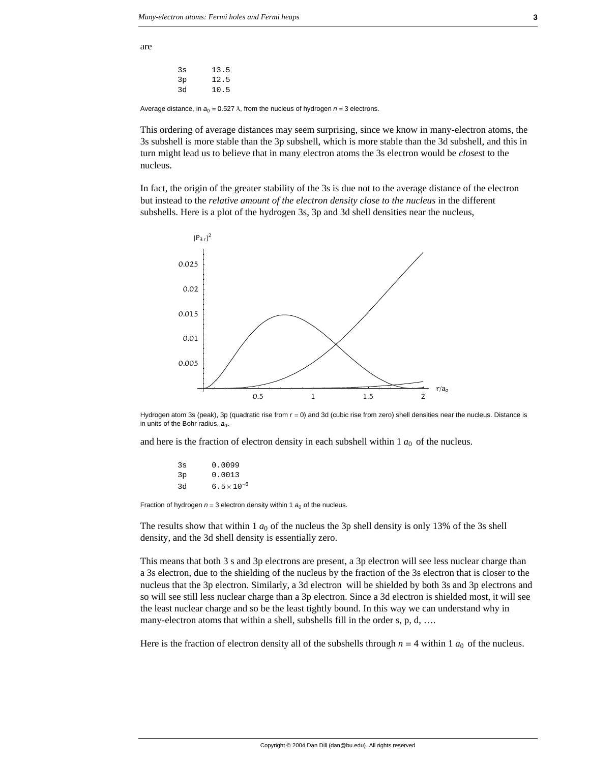are

| | |
|---|---|
| 3s | 13.5 |
| 3p | 12.5 |
| 3d | 10.5 |

Average distance, in $a_0 = 0.527$ Å, from the nucleus of hydrogen $n = 3$ electrons.

This ordering of average distances may seem surprising, since we know in many-electron atoms, the 3s subshell is more stable than the 3p subshell, which is more stable than the 3d subshell, and this in turn might lead us to believe that in many electron atoms the 3s electron would be *closest* to the nucleus.

In fact, the origin of the greater stability of the 3s is due not to the average distance of the electron but instead to the *relative amount of the electron density close to the nucleus* in the different subshells. Here is a plot of the hydrogen 3s, 3p and 3d shell densities near the nucleus,

Hydrogen atom 3s (peak), 3p (quadratic rise from $r = 0$) and 3d (cubic rise from zero) shell densities near the nucleus. Distance is in units of the Bohr radius, $a_0$.

and here is the fraction of electron density in each subshell within 1 $a_0$ of the nucleus.

| | |
|---|---|
| 3s | 0.0099 |
| 3p | 0.0013 |
| 3d | $6.5 \times 10^{-6}$ |

Fraction of hydrogen $n = 3$ electron density within 1 $a_0$ of the nucleus.

The results show that within 1 $a_0$ of the nucleus the 3p shell density is only 13% of the 3s shell density, and the 3d shell density is essentially zero.

This means that both 3 s and 3p electrons are present, a 3p electron will see less nuclear charge than a 3s electron, due to the shielding of the nucleus by the fraction of the 3s electron that is closer to the nucleus that the 3p electron. Similarly, a 3d electron will be shielded by both 3s and 3p electrons and so will see still less nuclear charge than a 3p electron. Since a 3d electron is shielded most, it will see the least nuclear charge and so be the least tightly bound. In this way we can understand why in many-electron atoms that within a shell, subshells fill in the order s, p, d, ….

Here is the fraction of electron density all of the subshells through $n = 4$ within 1 $a_0$ of the nucleus.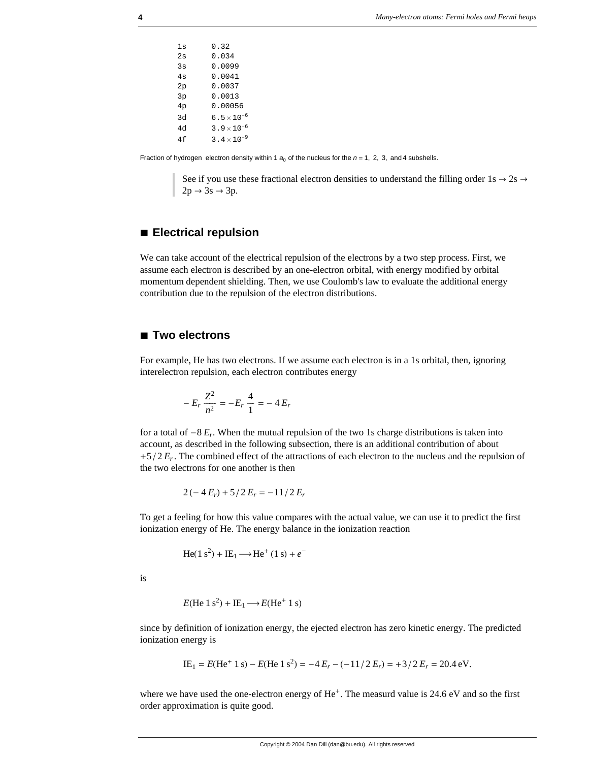| | |
|---|---|
| 1s | 0.32 |
| 2s | 0.034 |
| 3s | 0.0099 |
| 4s | 0.0041 |
| 2p | 0.0037 |
| 3p | 0.0013 |
| 4p | 0.00056 |
| 3d | $6.5 \times 10^{-6}$ |
| 4d | $3.9 \times 10^{-6}$ |
| 4f | $3.4 \times 10^{-9}$ |

Fraction of hydrogen electron density within 1 $a_0$ of the nucleus for the $n = 1,\ 2,\ 3,$ and 4 subshells.

> See if you use these fractional electron densities to understand the filling order 1s → 2s → 2p → 3s → 3p.

## ■ Electrical repulsion

We can take account of the electrical repulsion of the electrons by a two step process. First, we assume each electron is described by an one-electron orbital, with energy modified by orbital momentum dependent shielding. Then, we use Coulomb's law to evaluate the additional energy contribution due to the repulsion of the electron distributions.

## ■ Two electrons

For example, He has two electrons. If we assume each electron is in a 1s orbital, then, ignoring interelectron repulsion, each electron contributes energy

$$- E_r \frac{Z^2}{n^2} = -E_r \frac{4}{1} = -4 E_r$$

for a total of $-8 E_r$. When the mutual repulsion of the two 1s charge distributions is taken into account, as described in the following subsection, there is an additional contribution of about $+5/2 E_r$. The combined effect of the attractions of each electron to the nucleus and the repulsion of the two electrons for one another is then

$$2(-4 E_r) + 5/2 E_r = -11/2 E_r$$

To get a feeling for how this value compares with the actual value, we can use it to predict the first ionization energy of He. The energy balance in the ionization reaction

$$\text{He}(1\,\text{s}^2) + \text{IE}_1 \longrightarrow \text{He}^+ (1\,\text{s}) + e^-$$

is

$$E(\text{He}\ 1\,\text{s}^2) + \text{IE}_1 \longrightarrow E(\text{He}^+\ 1\,\text{s})$$

since by definition of ionization energy, the ejected electron has zero kinetic energy. The predicted ionization energy is

$$\text{IE}_1 = E(\text{He}^+\ 1\,\text{s}) - E(\text{He}\ 1\,\text{s}^2) = -4 E_r - (-11/2 E_r) = +3/2 E_r = 20.4\ \text{eV}.$$

where we have used the one-electron energy of $He^+$. The measurd value is 24.6 eV and so the first order approximation is quite good.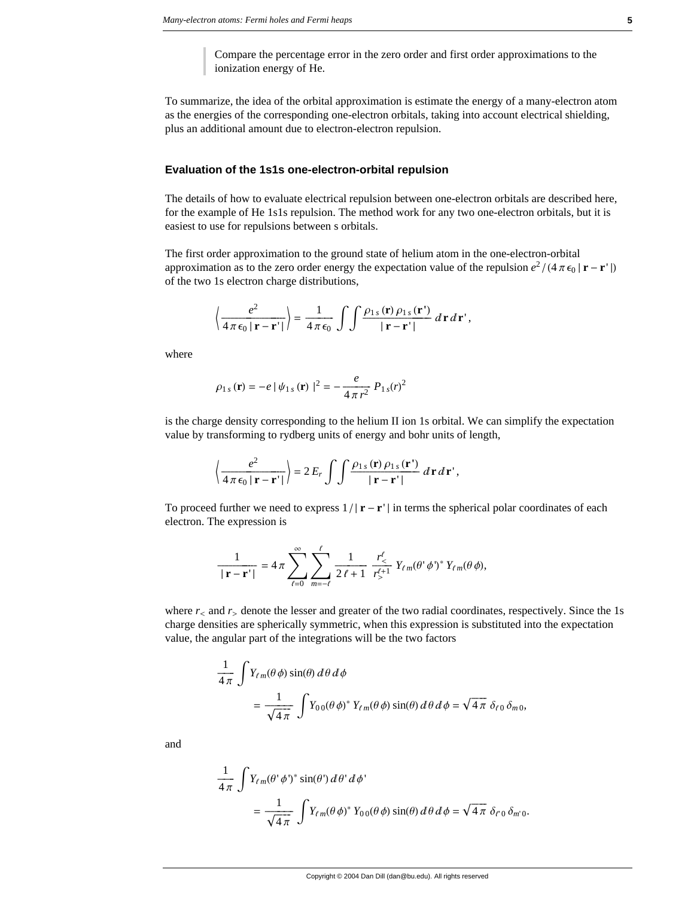> Compare the percentage error in the zero order and first order approximations to the ionization energy of He.

To summarize, the idea of the orbital approximation is estimate the energy of a many-electron atom as the energies of the corresponding one-electron orbitals, taking into account electrical shielding, plus an additional amount due to electron-electron repulsion.

### Evaluation of the 1s1s one-electron-orbital repulsion

The details of how to evaluate electrical repulsion between one-electron orbitals are described here, for the example of He 1s1s repulsion. The method work for any two one-electron orbitals, but it is easiest to use for repulsions between s orbitals.

The first order approximation to the ground state of helium atom in the one-electron-orbital approximation as to the zero order energy the expectation value of the repulsion $e^2 / (4 \pi \epsilon_0 \, | \mathbf{r} - \mathbf{r}' |)$ of the two 1s electron charge distributions,

$$\left\langle \frac{e^2}{4 \pi \epsilon_0 \, | \mathbf{r} - \mathbf{r}' |} \right\rangle = \frac{1}{4 \pi \epsilon_0} \int \int \frac{\rho_{1s}(\mathbf{r}) \, \rho_{1s}(\mathbf{r}')}{| \mathbf{r} - \mathbf{r}' |} \, d\mathbf{r} \, d\mathbf{r}',$$

where

$$\rho_{1s}(\mathbf{r}) = -e \, | \psi_{1s}(\mathbf{r}) \, |^2 = -\frac{e}{4 \pi r^2} \, P_{1s}(r)^2$$

is the charge density corresponding to the helium II ion 1s orbital. We can simplify the expectation value by transforming to rydberg units of energy and bohr units of length,

$$\left\langle \frac{e^2}{4 \pi \epsilon_0 \, | \mathbf{r} - \mathbf{r}' |} \right\rangle = 2 \, E_r \int \int \frac{\rho_{1s}(\mathbf{r}) \, \rho_{1s}(\mathbf{r}')}{| \mathbf{r} - \mathbf{r}' |} \, d\mathbf{r} \, d\mathbf{r}',$$

To proceed further we need to express $1 / | \mathbf{r} - \mathbf{r}' |$ in terms the spherical polar coordinates of each electron. The expression is

$$\frac{1}{| \mathbf{r} - \mathbf{r}' |} = 4 \pi \sum_{\ell=0}^{\infty} \sum_{m=-\ell}^{\ell} \frac{1}{2 \ell + 1} \, \frac{r_<^{\ell}}{r_>^{\ell+1}} \, Y_{\ell m}(\theta' \phi')^* \, Y_{\ell m}(\theta \phi),$$

where $r_<$ and $r_>$ denote the lesser and greater of the two radial coordinates, respectively. Since the 1s charge densities are spherically symmetric, when this expression is substituted into the expectation value, the angular part of the integrations will be the two factors

$$\begin{aligned} &\frac{1}{4 \pi} \int Y_{\ell m}(\theta \phi) \sin(\theta) \, d\theta \, d\phi \\ &\qquad = \frac{1}{\sqrt{4 \pi}} \int Y_{0 0}(\theta \phi)^* \, Y_{\ell m}(\theta \phi) \sin(\theta) \, d\theta \, d\phi = \sqrt{4 \pi} \, \delta_{\ell 0} \, \delta_{m 0}, \end{aligned}$$

and

$$\begin{aligned} &\frac{1}{4 \pi} \int Y_{\ell m}(\theta' \phi')^* \sin(\theta') \, d\theta' \, d\phi' \\ &\qquad = \frac{1}{\sqrt{4 \pi}} \int Y_{\ell m}(\theta \phi)^* \, Y_{0 0}(\theta \phi) \sin(\theta) \, d\theta \, d\phi = \sqrt{4 \pi} \, \delta_{\ell' 0} \, \delta_{m' 0}. \end{aligned}$$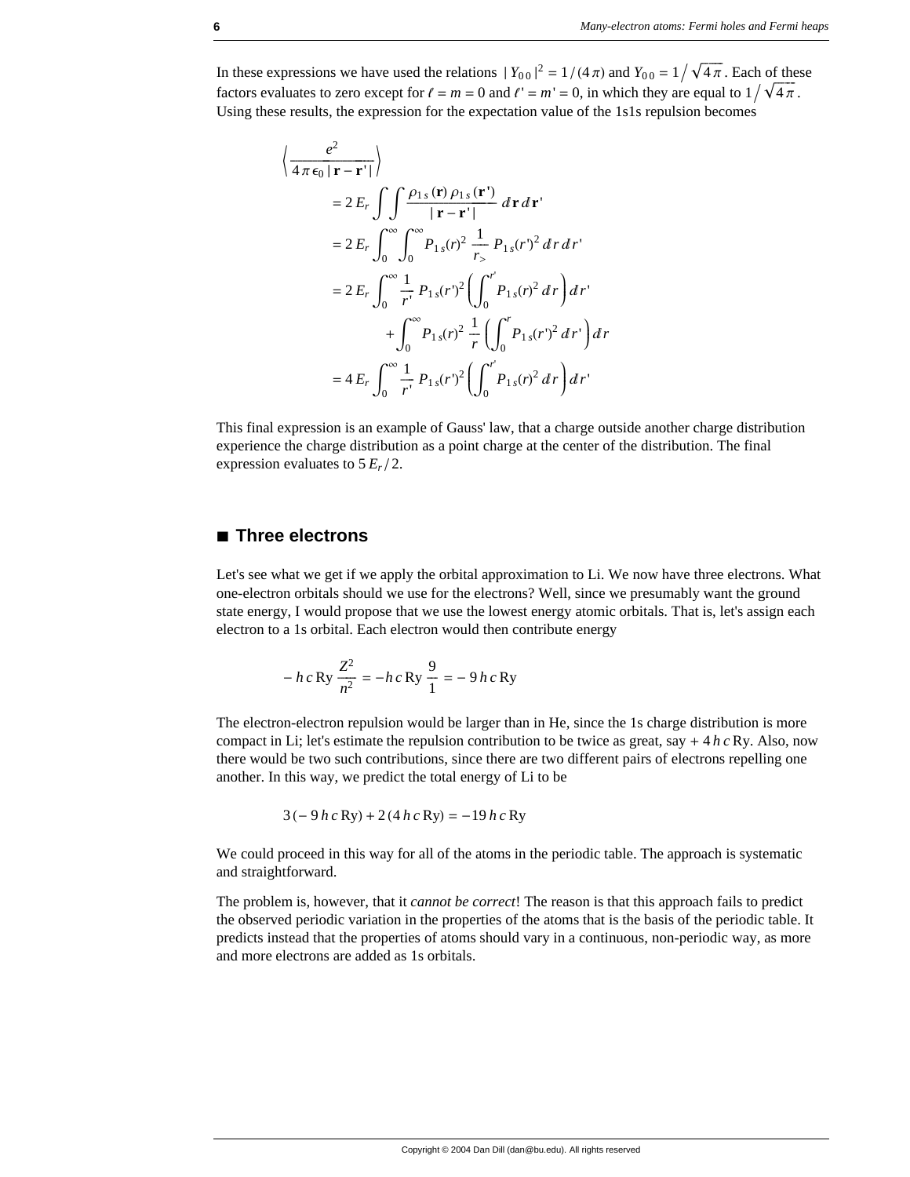In these expressions we have used the relations $|Y_{00}|^2 = 1/(4\pi)$ and $Y_{00} = 1/\sqrt{4\pi}$. Each of these factors evaluates to zero except for $\ell = m = 0$ and $\ell' = m' = 0$, in which they are equal to $1/\sqrt{4\pi}$. Using these results, the expression for the expectation value of the 1s1s repulsion becomes

$$
\begin{aligned}
\left\langle \frac{e^2}{4\pi\epsilon_0 |\mathbf{r}-\mathbf{r}'|} \right\rangle
&= 2E_r \int\int \frac{\rho_{1s}(\mathbf{r})\,\rho_{1s}(\mathbf{r}')}{|\mathbf{r}-\mathbf{r}'|}\, d\mathbf{r}\, d\mathbf{r}' \\
&= 2E_r \int_0^\infty \int_0^\infty P_{1s}(r)^2 \frac{1}{r_>} P_{1s}(r')^2\, dr\, dr' \\
&= 2E_r \int_0^\infty \frac{1}{r'} P_{1s}(r')^2 \left( \int_0^{r'} P_{1s}(r)^2\, dr \right) dr' \\
&\qquad + \int_0^\infty P_{1s}(r)^2 \frac{1}{r} \left( \int_0^{r} P_{1s}(r')^2\, dr' \right) dr \\
&= 4E_r \int_0^\infty \frac{1}{r'} P_{1s}(r')^2 \left( \int_0^{r'} P_{1s}(r)^2\, dr \right) dr'
\end{aligned}
$$

This final expression is an example of Gauss' law, that a charge outside another charge distribution experience the charge distribution as a point charge at the center of the distribution. The final expression evaluates to $5\,E_r/2$.

## ■ Three electrons

Let's see what we get if we apply the orbital approximation to Li. We now have three electrons. What one-electron orbitals should we use for the electrons? Well, since we presumably want the ground state energy, I would propose that we use the lowest energy atomic orbitals. That is, let's assign each electron to a 1s orbital. Each electron would then contribute energy

$$-h\,c\,\mathrm{Ry}\,\frac{Z^2}{n^2} = -h\,c\,\mathrm{Ry}\,\frac{9}{1} = -9\,h\,c\,\mathrm{Ry}$$

The electron-electron repulsion would be larger than in He, since the 1s charge distribution is more compact in Li; let's estimate the repulsion contribution to be twice as great, say $+4\,h\,c\,\mathrm{Ry}$. Also, now there would be two such contributions, since there are two different pairs of electrons repelling one another. In this way, we predict the total energy of Li to be

$$3(-9\,h\,c\,\mathrm{Ry}) + 2(4\,h\,c\,\mathrm{Ry}) = -19\,h\,c\,\mathrm{Ry}$$

We could proceed in this way for all of the atoms in the periodic table. The approach is systematic and straightforward.

The problem is, however, that it *cannot be correct*! The reason is that this approach fails to predict the observed periodic variation in the properties of the atoms that is the basis of the periodic table. It predicts instead that the properties of atoms should vary in a continuous, non-periodic way, as more and more electrons are added as 1s orbitals.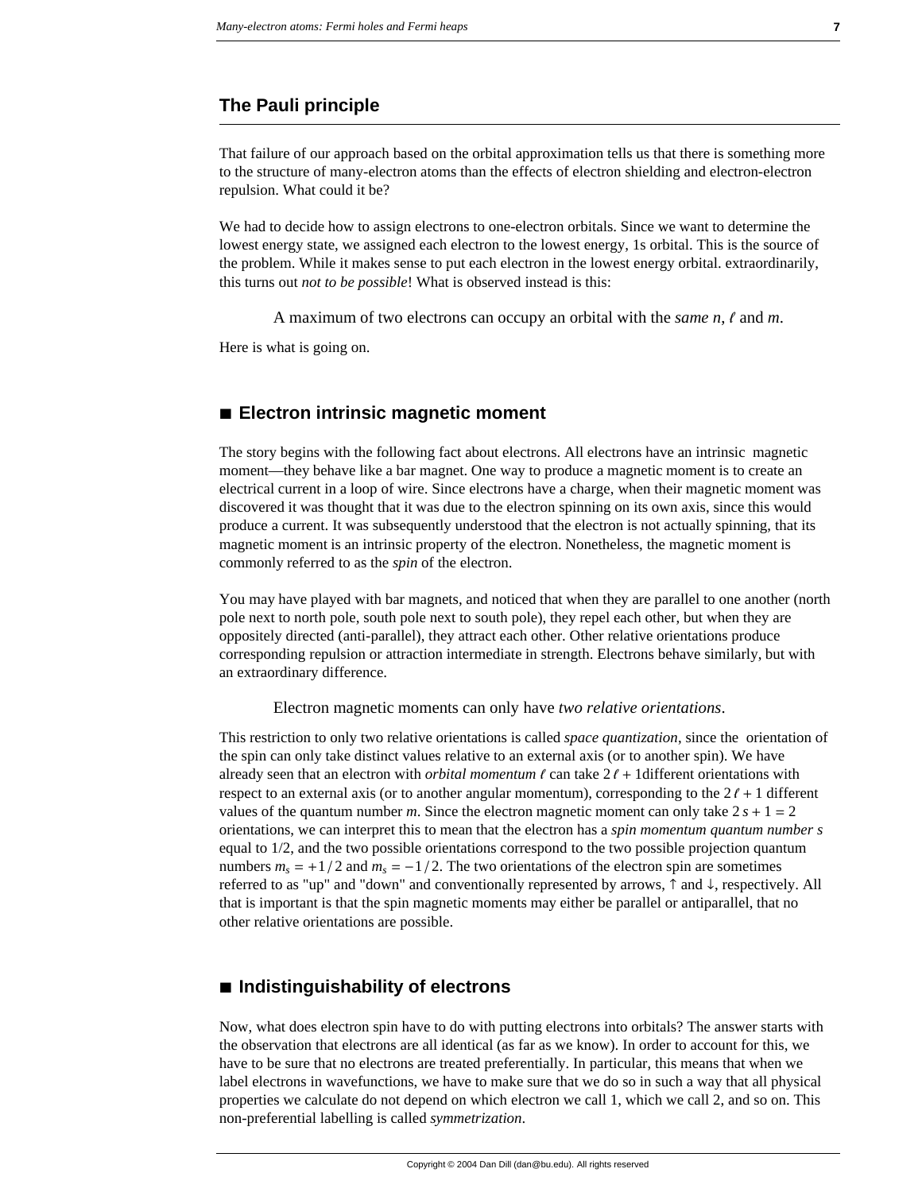## The Pauli principle

That failure of our approach based on the orbital approximation tells us that there is something more to the structure of many-electron atoms than the effects of electron shielding and electron-electron repulsion. What could it be?

We had to decide how to assign electrons to one-electron orbitals. Since we want to determine the lowest energy state, we assigned each electron to the lowest energy, 1s orbital. This is the source of the problem. While it makes sense to put each electron in the lowest energy orbital. extraordinarily, this turns out *not to be possible*! What is observed instead is this:

> A maximum of two electrons can occupy an orbital with the *same* $n$, $\ell$ and $m$.

Here is what is going on.

### ■ Electron intrinsic magnetic moment

The story begins with the following fact about electrons. All electrons have an intrinsic magnetic moment—they behave like a bar magnet. One way to produce a magnetic moment is to create an electrical current in a loop of wire. Since electrons have a charge, when their magnetic moment was discovered it was thought that it was due to the electron spinning on its own axis, since this would produce a current. It was subsequently understood that the electron is not actually spinning, that its magnetic moment is an intrinsic property of the electron. Nonetheless, the magnetic moment is commonly referred to as the *spin* of the electron.

You may have played with bar magnets, and noticed that when they are parallel to one another (north pole next to north pole, south pole next to south pole), they repel each other, but when they are oppositely directed (anti-parallel), they attract each other. Other relative orientations produce corresponding repulsion or attraction intermediate in strength. Electrons behave similarly, but with an extraordinary difference.

> Electron magnetic moments can only have *two relative orientations*.

This restriction to only two relative orientations is called *space quantization*, since the orientation of the spin can only take distinct values relative to an external axis (or to another spin). We have already seen that an electron with *orbital momentum* $\ell$ can take $2\ell+1$different orientations with respect to an external axis (or to another angular momentum), corresponding to the $2\ell+1$ different values of the quantum number $m$. Since the electron magnetic moment can only take $2s+1=2$ orientations, we can interpret this to mean that the electron has a *spin momentum quantum number* $s$ equal to 1/2, and the two possible orientations correspond to the two possible projection quantum numbers $m_s=+1/2$ and $m_s=-1/2$. The two orientations of the electron spin are sometimes referred to as "up" and "down" and conventionally represented by arrows, ↑ and ↓, respectively. All that is important is that the spin magnetic moments may either be parallel or antiparallel, that no other relative orientations are possible.

### ■ Indistinguishability of electrons

Now, what does electron spin have to do with putting electrons into orbitals? The answer starts with the observation that electrons are all identical (as far as we know). In order to account for this, we have to be sure that no electrons are treated preferentially. In particular, this means that when we label electrons in wavefunctions, we have to make sure that we do so in such a way that all physical properties we calculate do not depend on which electron we call 1, which we call 2, and so on. This non-preferential labelling is called *symmetrization*.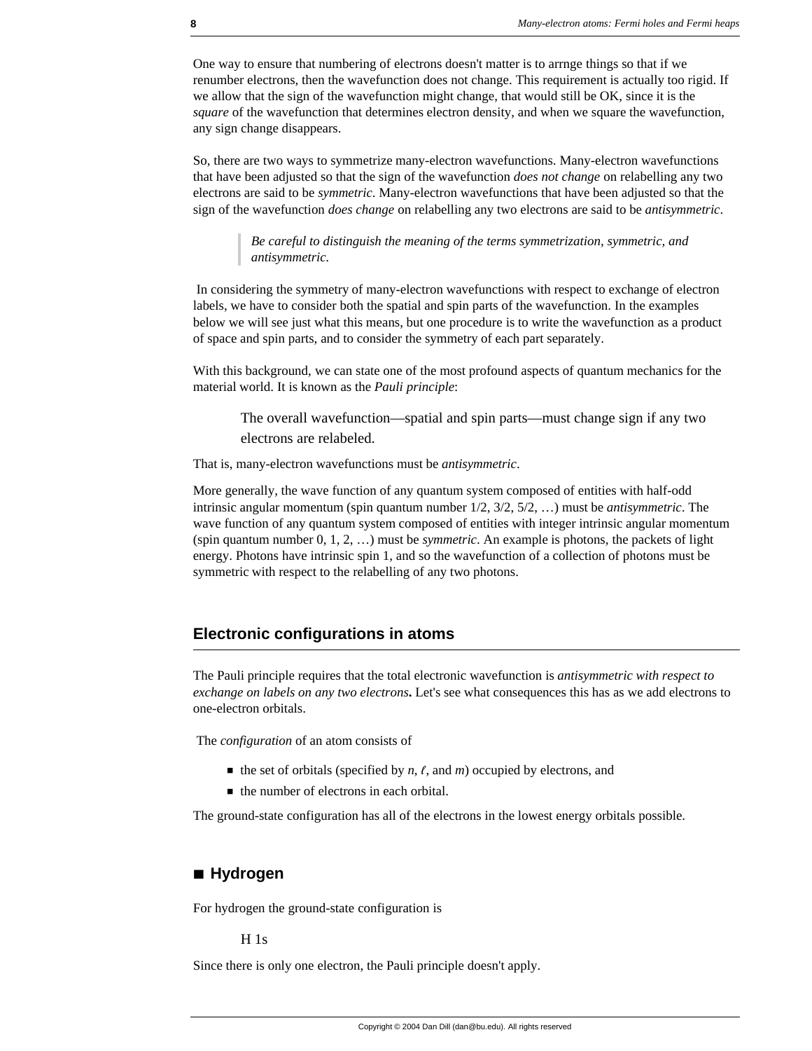One way to ensure that numbering of electrons doesn't matter is to arrnge things so that if we renumber electrons, then the wavefunction does not change. This requirement is actually too rigid. If we allow that the sign of the wavefunction might change, that would still be OK, since it is the *square* of the wavefunction that determines electron density, and when we square the wavefunction, any sign change disappears.

So, there are two ways to symmetrize many-electron wavefunctions. Many-electron wavefunctions that have been adjusted so that the sign of the wavefunction *does not change* on relabelling any two electrons are said to be *symmetric*. Many-electron wavefunctions that have been adjusted so that the sign of the wavefunction *does change* on relabelling any two electrons are said to be *antisymmetric*.

> *Be careful to distinguish the meaning of the terms symmetrization, symmetric, and antisymmetric.*

In considering the symmetry of many-electron wavefunctions with respect to exchange of electron labels, we have to consider both the spatial and spin parts of the wavefunction. In the examples below we will see just what this means, but one procedure is to write the wavefunction as a product of space and spin parts, and to consider the symmetry of each part separately.

With this background, we can state one of the most profound aspects of quantum mechanics for the material world. It is known as the *Pauli principle*:

> The overall wavefunction—spatial and spin parts—must change sign if any two electrons are relabeled.

That is, many-electron wavefunctions must be *antisymmetric*.

More generally, the wave function of any quantum system composed of entities with half-odd intrinsic angular momentum (spin quantum number 1/2, 3/2, 5/2, …) must be *antisymmetric*. The wave function of any quantum system composed of entities with integer intrinsic angular momentum (spin quantum number 0, 1, 2, …) must be *symmetric*. An example is photons, the packets of light energy. Photons have intrinsic spin 1, and so the wavefunction of a collection of photons must be symmetric with respect to the relabelling of any two photons.

## Electronic configurations in atoms

The Pauli principle requires that the total electronic wavefunction is *antisymmetric with respect to exchange on labels on any two electrons***.** Let's see what consequences this has as we add electrons to one-electron orbitals.

The *configuration* of an atom consists of

- the set of orbitals (specified by $n$, $\ell$, and $m$) occupied by electrons, and
- the number of electrons in each orbital.

The ground-state configuration has all of the electrons in the lowest energy orbitals possible.

### Hydrogen

For hydrogen the ground-state configuration is

H 1s

Since there is only one electron, the Pauli principle doesn't apply.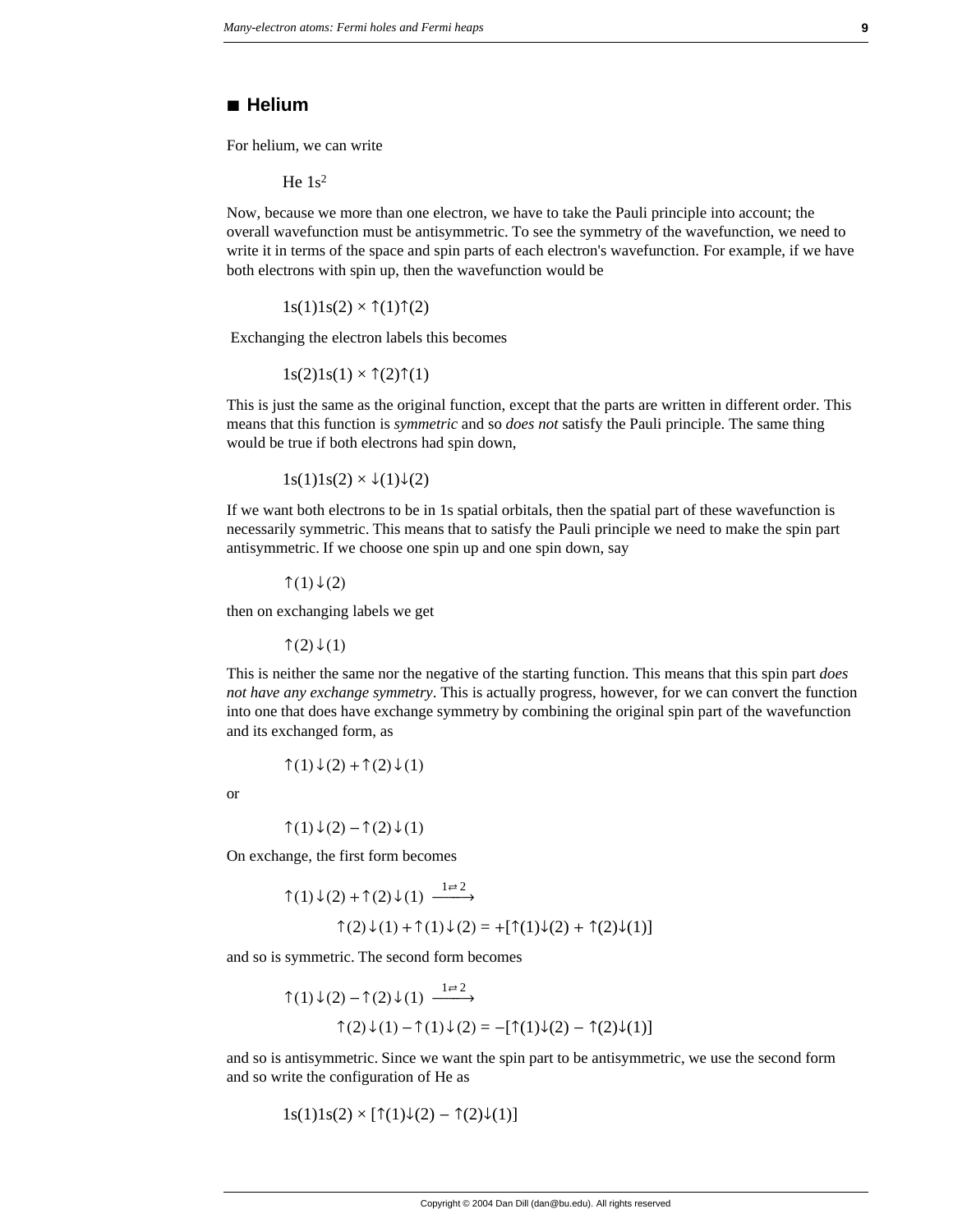## Helium

For helium, we can write

$$\text{He } 1s^2$$

Now, because we more than one electron, we have to take the Pauli principle into account; the overall wavefunction must be antisymmetric. To see the symmetry of the wavefunction, we need to write it in terms of the space and spin parts of each electron's wavefunction. For example, if we have both electrons with spin up, then the wavefunction would be

$$1s(1)1s(2) \times \uparrow(1)\uparrow(2)$$

Exchanging the electron labels this becomes

$$1s(2)1s(1) \times \uparrow(2)\uparrow(1)$$

This is just the same as the original function, except that the parts are written in different order. This means that this function is *symmetric* and so *does not* satisfy the Pauli principle. The same thing would be true if both electrons had spin down,

$$1s(1)1s(2) \times \downarrow(1)\downarrow(2)$$

If we want both electrons to be in 1s spatial orbitals, then the spatial part of these wavefunction is necessarily symmetric. This means that to satisfy the Pauli principle we need to make the spin part antisymmetric. If we choose one spin up and one spin down, say

$$\uparrow(1)\downarrow(2)$$

then on exchanging labels we get

$$\uparrow(2)\downarrow(1)$$

This is neither the same nor the negative of the starting function. This means that this spin part *does not have any exchange symmetry*. This is actually progress, however, for we can convert the function into one that does have exchange symmetry by combining the original spin part of the wavefunction and its exchanged form, as

$$\uparrow(1)\downarrow(2) + \uparrow(2)\downarrow(1)$$

or

$$\uparrow(1)\downarrow(2) - \uparrow(2)\downarrow(1)$$

On exchange, the first form becomes

$$\uparrow(1)\downarrow(2) + \uparrow(2)\downarrow(1) \xrightarrow{1 \rightleftarrows 2}$$
$$\uparrow(2)\downarrow(1) + \uparrow(1)\downarrow(2) = +[\uparrow(1)\downarrow(2) + \uparrow(2)\downarrow(1)]$$

and so is symmetric. The second form becomes

$$\uparrow(1)\downarrow(2) - \uparrow(2)\downarrow(1) \xrightarrow{1 \rightleftarrows 2}$$
$$\uparrow(2)\downarrow(1) - \uparrow(1)\downarrow(2) = -[\uparrow(1)\downarrow(2) - \uparrow(2)\downarrow(1)]$$

and so is antisymmetric. Since we want the spin part to be antisymmetric, we use the second form and so write the configuration of He as

$$1s(1)1s(2) \times [\uparrow(1)\downarrow(2) - \uparrow(2)\downarrow(1)]$$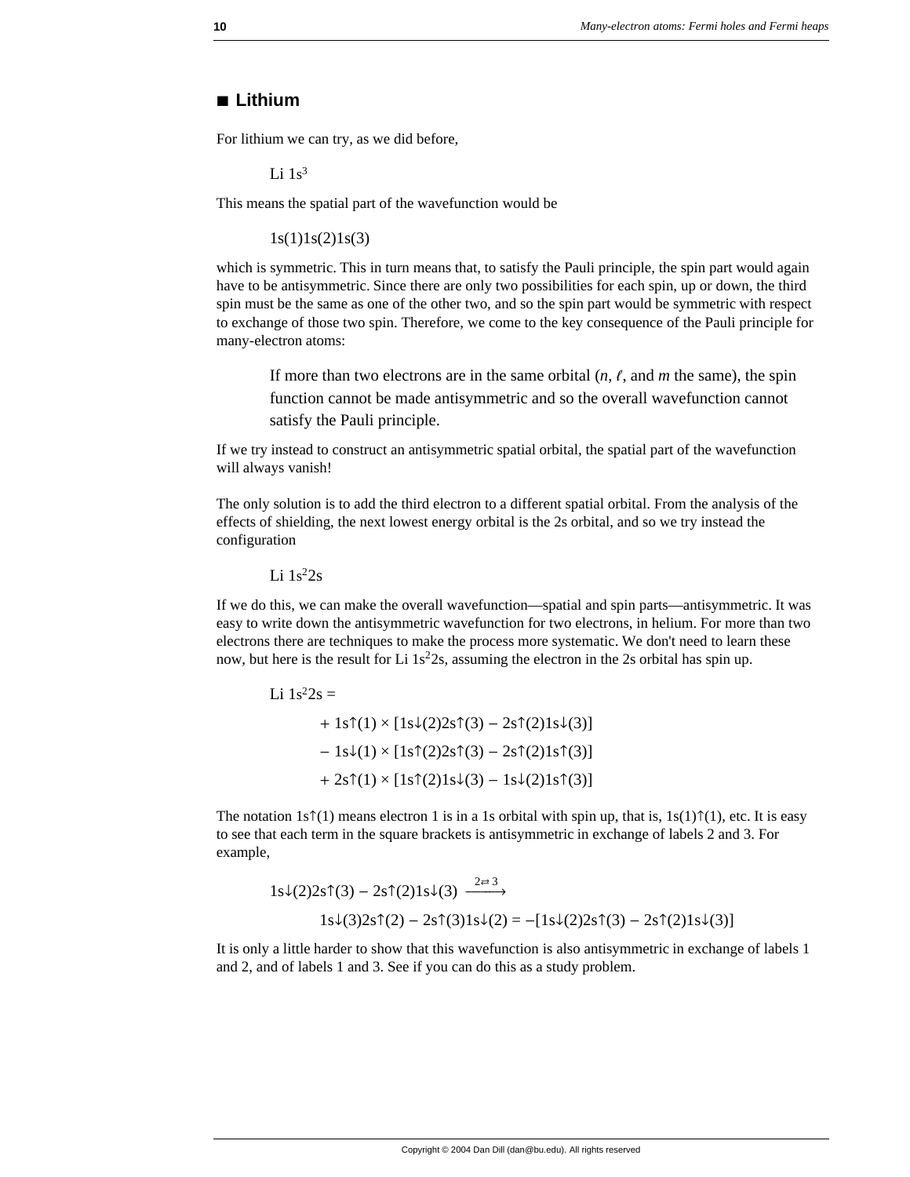## ■ Lithium

For lithium we can try, as we did before,

Li $1s^3$

This means the spatial part of the wavefunction would be

1s(1)1s(2)1s(3)

which is symmetric. This in turn means that, to satisfy the Pauli principle, the spin part would again have to be antisymmetric. Since there are only two possibilities for each spin, up or down, the third spin must be the same as one of the other two, and so the spin part would be symmetric with respect to exchange of those two spin. Therefore, we come to the key consequence of the Pauli principle for many-electron atoms:

> If more than two electrons are in the same orbital ($n$, $\ell$, and $m$ the same), the spin function cannot be made antisymmetric and so the overall wavefunction cannot satisfy the Pauli principle.

If we try instead to construct an antisymmetric spatial orbital, the spatial part of the wavefunction will always vanish!

The only solution is to add the third electron to a different spatial orbital. From the analysis of the effects of shielding, the next lowest energy orbital is the 2s orbital, and so we try instead the configuration

Li $1s^2 2s$

If we do this, we can make the overall wavefunction—spatial and spin parts—antisymmetric. It was easy to write down the antisymmetric wavefunction for two electrons, in helium. For more than two electrons there are techniques to make the process more systematic. We don't need to learn these now, but here is the result for Li $1s^2 2s$, assuming the electron in the 2s orbital has spin up.

$$
\begin{aligned}
\text{Li } 1s^2 2s = \\
&+ 1s{\uparrow}(1) \times [1s{\downarrow}(2) 2s{\uparrow}(3) - 2s{\uparrow}(2) 1s{\downarrow}(3)] \\
&- 1s{\downarrow}(1) \times [1s{\uparrow}(2) 2s{\uparrow}(3) - 2s{\uparrow}(2) 1s{\uparrow}(3)] \\
&+ 2s{\uparrow}(1) \times [1s{\uparrow}(2) 1s{\downarrow}(3) - 1s{\downarrow}(2) 1s{\uparrow}(3)]
\end{aligned}
$$

The notation $1s{\uparrow}(1)$ means electron 1 is in a 1s orbital with spin up, that is, $1s(1){\uparrow}(1)$, etc. It is easy to see that each term in the square brackets is antisymmetric in exchange of labels 2 and 3. For example,

$$
\begin{aligned}
&1s{\downarrow}(2) 2s{\uparrow}(3) - 2s{\uparrow}(2) 1s{\downarrow}(3) \xrightarrow{2 \rightleftarrows 3} \\
&\qquad 1s{\downarrow}(3) 2s{\uparrow}(2) - 2s{\uparrow}(3) 1s{\downarrow}(2) = -[1s{\downarrow}(2) 2s{\uparrow}(3) - 2s{\uparrow}(2) 1s{\downarrow}(3)]
\end{aligned}
$$

It is only a little harder to show that this wavefunction is also antisymmetric in exchange of labels 1 and 2, and of labels 1 and 3. See if you can do this as a study problem.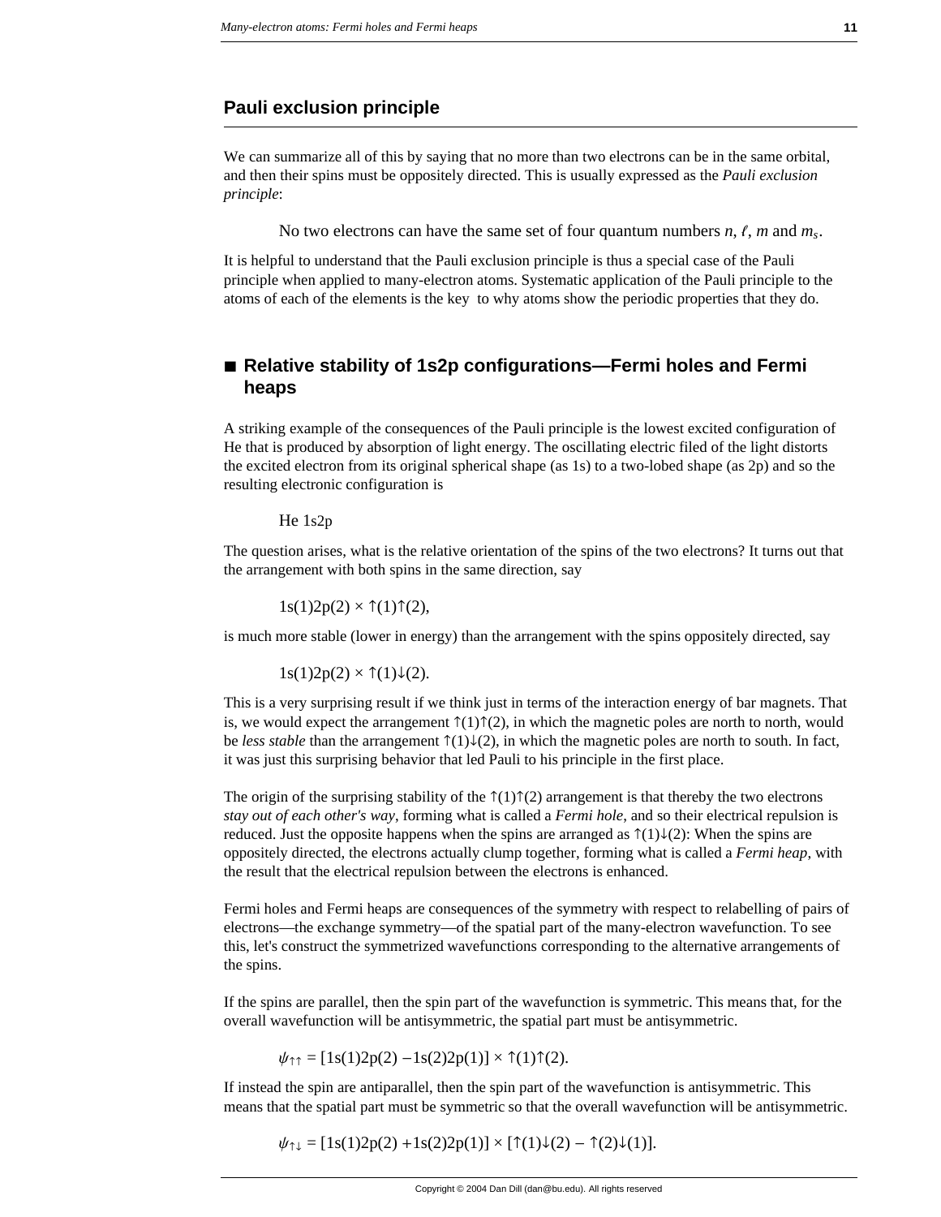## Pauli exclusion principle

We can summarize all of this by saying that no more than two electrons can be in the same orbital, and then their spins must be oppositely directed. This is usually expressed as the *Pauli exclusion principle*:

> No two electrons can have the same set of four quantum numbers $n$, $\ell$, $m$ and $m_s$.

It is helpful to understand that the Pauli exclusion principle is thus a special case of the Pauli principle when applied to many-electron atoms. Systematic application of the Pauli principle to the atoms of each of the elements is the key  to why atoms show the periodic properties that they do.

## ■ Relative stability of 1s2p configurations—Fermi holes and Fermi heaps

A striking example of the consequences of the Pauli principle is the lowest excited configuration of He that is produced by absorption of light energy. The oscillating electric filed of the light distorts the excited electron from its original spherical shape (as 1s) to a two-lobed shape (as 2p) and so the resulting electronic configuration is

He 1s2p

The question arises, what is the relative orientation of the spins of the two electrons? It turns out that the arrangement with both spins in the same direction, say

$$1s(1)2p(2) \times \uparrow(1)\uparrow(2),$$

is much more stable (lower in energy) than the arrangement with the spins oppositely directed, say

$$1s(1)2p(2) \times \uparrow(1)\downarrow(2).$$

This is a very surprising result if we think just in terms of the interaction energy of bar magnets. That is, we would expect the arrangement $\uparrow(1)\uparrow(2)$, in which the magnetic poles are north to north, would be *less stable* than the arrangement $\uparrow(1)\downarrow(2)$, in which the magnetic poles are north to south. In fact, it was just this surprising behavior that led Pauli to his principle in the first place.

The origin of the surprising stability of the $\uparrow(1)\uparrow(2)$ arrangement is that thereby the two electrons *stay out of each other's way*, forming what is called a *Fermi hole*, and so their electrical repulsion is reduced. Just the opposite happens when the spins are arranged as $\uparrow(1)\downarrow(2)$: When the spins are oppositely directed, the electrons actually clump together, forming what is called a *Fermi heap*, with the result that the electrical repulsion between the electrons is enhanced.

Fermi holes and Fermi heaps are consequences of the symmetry with respect to relabelling of pairs of electrons—the exchange symmetry—of the spatial part of the many-electron wavefunction. To see this, let's construct the symmetrized wavefunctions corresponding to the alternative arrangements of the spins.

If the spins are parallel, then the spin part of the wavefunction is symmetric. This means that, for the overall wavefunction will be antisymmetric, the spatial part must be antisymmetric.

$$\psi_{\uparrow\uparrow} = [1s(1)2p(2) - 1s(2)2p(1)] \times \uparrow(1)\uparrow(2).$$

If instead the spin are antiparallel, then the spin part of the wavefunction is antisymmetric. This means that the spatial part must be symmetric so that the overall wavefunction will be antisymmetric.

$$\psi_{\uparrow\downarrow} = [1s(1)2p(2) + 1s(2)2p(1)] \times [\uparrow(1)\downarrow(2) - \uparrow(2)\downarrow(1)].$$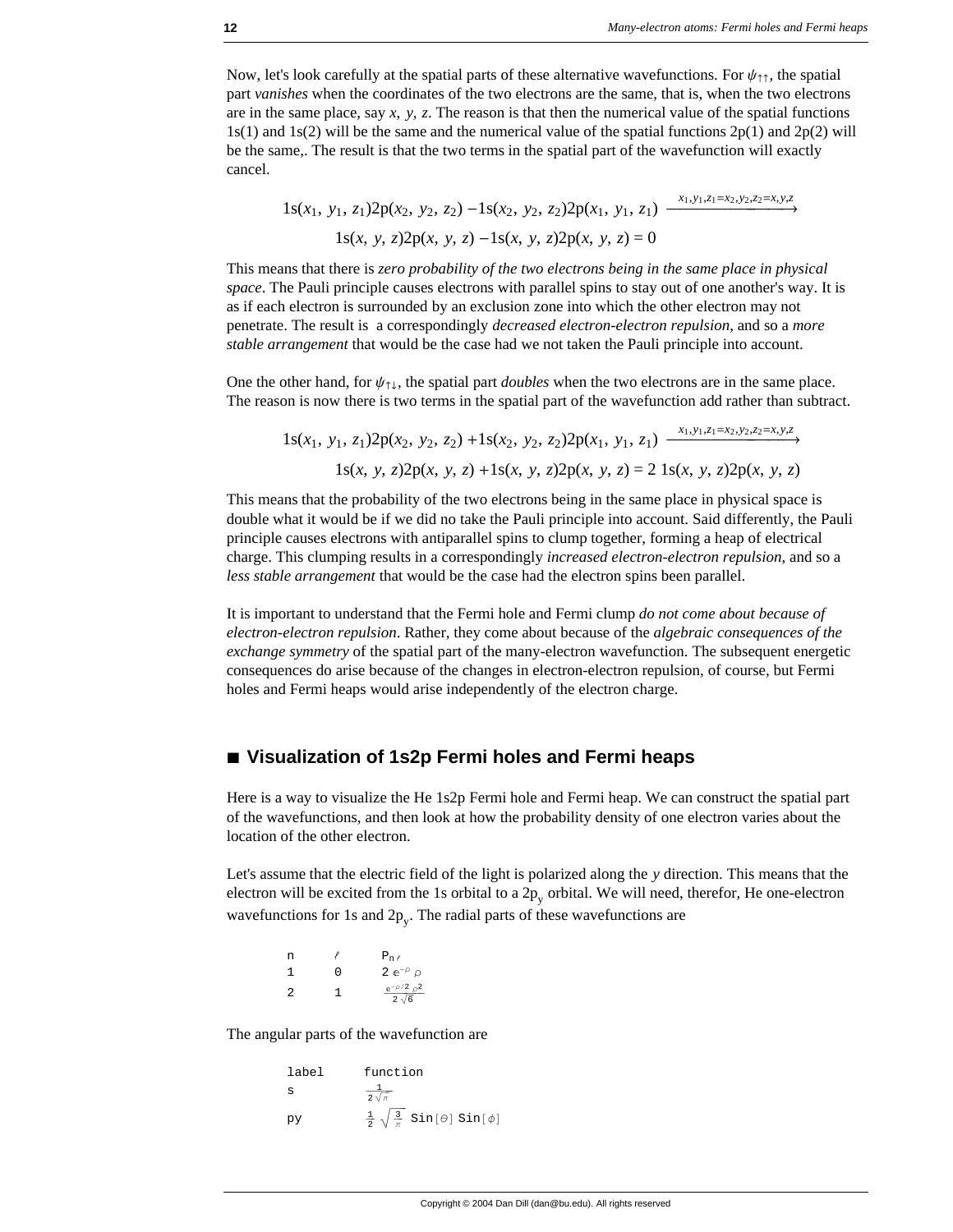Now, let's look carefully at the spatial parts of these alternative wavefunctions. For $\psi_{\uparrow\uparrow}$, the spatial part *vanishes* when the coordinates of the two electrons are the same, that is, when the two electrons are in the same place, say *x, y, z*. The reason is that then the numerical value of the spatial functions 1s(1) and 1s(2) will be the same and the numerical value of the spatial functions 2p(1) and 2p(2) will be the same,. The result is that the two terms in the spatial part of the wavefunction will exactly cancel.

$$1\text{s}(x_1,\,y_1,\,z_1)2\text{p}(x_2,\,y_2,\,z_2) - 1\text{s}(x_2,\,y_2,\,z_2)2\text{p}(x_1,\,y_1,\,z_1) \xrightarrow{x_1,y_1,z_1=x_2,y_2,z_2=x,y,z}$$
$$1\text{s}(x,\,y,\,z)2\text{p}(x,\,y,\,z) - 1\text{s}(x,\,y,\,z)2\text{p}(x,\,y,\,z) = 0$$

This means that there is *zero probability of the two electrons being in the same place in physical space*. The Pauli principle causes electrons with parallel spins to stay out of one another's way. It is as if each electron is surrounded by an exclusion zone into which the other electron may not penetrate. The result is a correspondingly *decreased electron-electron repulsion*, and so a *more stable arrangement* that would be the case had we not taken the Pauli principle into account.

One the other hand, for $\psi_{\uparrow\downarrow}$, the spatial part *doubles* when the two electrons are in the same place. The reason is now there is two terms in the spatial part of the wavefunction add rather than subtract.

$$1\text{s}(x_1,\,y_1,\,z_1)2\text{p}(x_2,\,y_2,\,z_2) + 1\text{s}(x_2,\,y_2,\,z_2)2\text{p}(x_1,\,y_1,\,z_1) \xrightarrow{x_1,y_1,z_1=x_2,y_2,z_2=x,y,z}$$
$$1\text{s}(x,\,y,\,z)2\text{p}(x,\,y,\,z) + 1\text{s}(x,\,y,\,z)2\text{p}(x,\,y,\,z) = 2\;1\text{s}(x,\,y,\,z)2\text{p}(x,\,y,\,z)$$

This means that the probability of the two electrons being in the same place in physical space is double what it would be if we did no take the Pauli principle into account. Said differently, the Pauli principle causes electrons with antiparallel spins to clump together, forming a heap of electrical charge. This clumping results in a correspondingly *increased electron-electron repulsion*, and so a *less stable arrangement* that would be the case had the electron spins been parallel.

It is important to understand that the Fermi hole and Fermi clump *do not come about because of electron-electron repulsion*. Rather, they come about because of the *algebraic consequences of the exchange symmetry* of the spatial part of the many-electron wavefunction. The subsequent energetic consequences do arise because of the changes in electron-electron repulsion, of course, but Fermi holes and Fermi heaps would arise independently of the electron charge.

## ■ Visualization of 1s2p Fermi holes and Fermi heaps

Here is a way to visualize the He 1s2p Fermi hole and Fermi heap. We can construct the spatial part of the wavefunctions, and then look at how the probability density of one electron varies about the location of the other electron.

Let's assume that the electric field of the light is polarized along the *y* direction. This means that the electron will be excited from the 1s orbital to a $2\text{p}_y$ orbital. We will need, therefor, He one-electron wavefunctions for 1s and $2\text{p}_y$. The radial parts of these wavefunctions are

| n | $\ell$ | $P_{n\ell}$ |
|---|---|---|
| 1 | 0 | $2\,e^{-\rho}\,\rho$ |
| 2 | 1 | $\frac{e^{-\rho/2}\,\rho^2}{2\sqrt{6}}$ |

The angular parts of the wavefunction are

| label | function |
|---|---|
| s | $\frac{1}{2\sqrt{\pi}}$ |
| py | $\frac{1}{2}\sqrt{\frac{3}{\pi}}\,\text{Sin}[\theta]\,\text{Sin}[\phi]$ |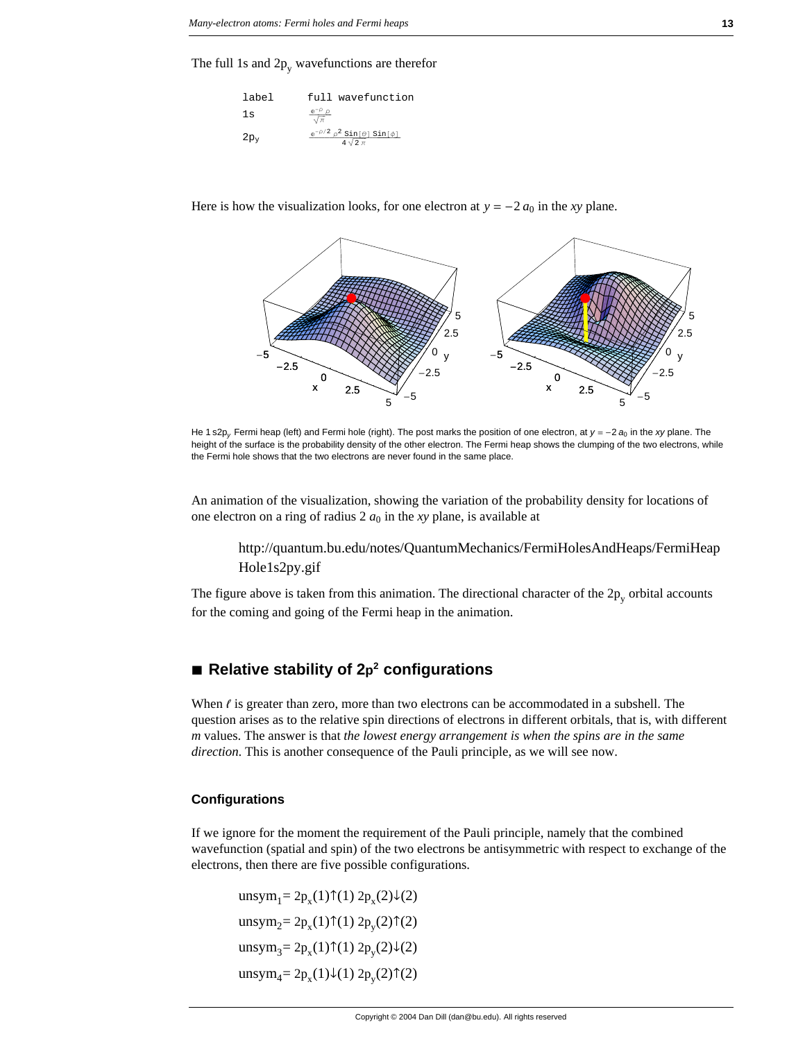The full 1s and $2p_y$ wavefunctions are therefor

| label | full wavefunction |
| --- | --- |
| 1s | $\frac{e^{-\rho}\,\rho}{\sqrt{\pi}}$ |
| $2p_y$ | $\frac{e^{-\rho/2}\,\rho^2\,\text{Sin}[\theta]\,\text{Sin}[\phi]}{4\sqrt{2}\,\pi}$ |

Here is how the visualization looks, for one electron at $y = -2\,a_0$ in the *xy* plane.

He 1 s2$p_y$ Fermi heap (left) and Fermi hole (right). The post marks the position of one electron, at $y = -2\,a_0$ in the *xy* plane. The height of the surface is the probability density of the other electron. The Fermi heap shows the clumping of the two electrons, while the Fermi hole shows that the two electrons are never found in the same place.

An animation of the visualization, showing the variation of the probability density for locations of one electron on a ring of radius $2\,a_0$ in the *xy* plane, is available at

> http://quantum.bu.edu/notes/QuantumMechanics/FermiHolesAndHeaps/FermiHeapHole1s2py.gif

The figure above is taken from this animation. The directional character of the $2p_y$ orbital accounts for the coming and going of the Fermi heap in the animation.

## ■ Relative stability of $2p^2$ configurations

When $\ell$ is greater than zero, more than two electrons can be accommodated in a subshell. The question arises as to the relative spin directions of electrons in different orbitals, that is, with different *m* values. The answer is that *the lowest energy arrangement is when the spins are in the same direction*. This is another consequence of the Pauli principle, as we will see now.

### Configurations

If we ignore for the moment the requirement of the Pauli principle, namely that the combined wavefunction (spatial and spin) of the two electrons be antisymmetric with respect to exchange of the electrons, then there are five possible configurations.

$$\text{unsym}_1 = 2p_x(1)\uparrow(1)\;2p_x(2)\downarrow(2)$$

$$\text{unsym}_2 = 2p_x(1)\uparrow(1)\;2p_y(2)\uparrow(2)$$

$$\text{unsym}_3 = 2p_x(1)\uparrow(1)\;2p_y(2)\downarrow(2)$$

$$\text{unsym}_4 = 2p_x(1)\downarrow(1)\;2p_y(2)\uparrow(2)$$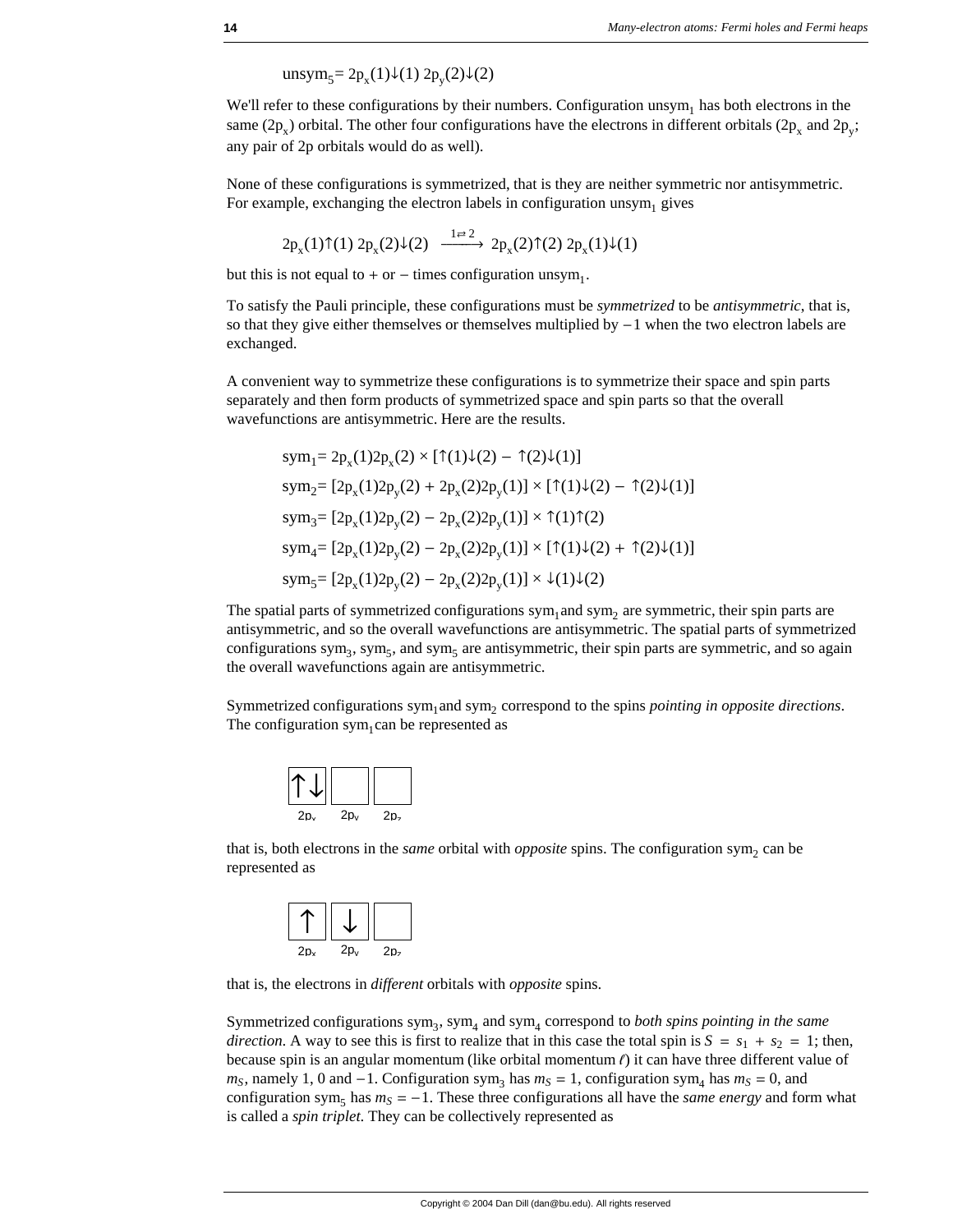$$\text{unsym}_5 = 2p_x(1)\downarrow(1)\ 2p_y(2)\downarrow(2)$$

We'll refer to these configurations by their numbers. Configuration $\text{unsym}_1$ has both electrons in the same ($2p_x$) orbital. The other four configurations have the electrons in different orbitals ($2p_x$ and $2p_y$; any pair of 2p orbitals would do as well).

None of these configurations is symmetrized, that is they are neither symmetric nor antisymmetric. For example, exchanging the electron labels in configuration $\text{unsym}_1$ gives

$$2p_x(1)\uparrow(1)\ 2p_x(2)\downarrow(2) \xrightarrow{1\rightleftarrows 2} 2p_x(2)\uparrow(2)\ 2p_x(1)\downarrow(1)$$

but this is not equal to + or − times configuration $\text{unsym}_1$.

To satisfy the Pauli principle, these configurations must be *symmetrized* to be *antisymmetric*, that is, so that they give either themselves or themselves multiplied by −1 when the two electron labels are exchanged.

A convenient way to symmetrize these configurations is to symmetrize their space and spin parts separately and then form products of symmetrized space and spin parts so that the overall wavefunctions are antisymmetric. Here are the results.

$$\text{sym}_1 = 2p_x(1)2p_x(2) \times [\uparrow(1)\downarrow(2) - \uparrow(2)\downarrow(1)]$$

$$\text{sym}_2 = [2p_x(1)2p_y(2) + 2p_x(2)2p_y(1)] \times [\uparrow(1)\downarrow(2) - \uparrow(2)\downarrow(1)]$$

$$\text{sym}_3 = [2p_x(1)2p_y(2) - 2p_x(2)2p_y(1)] \times \uparrow(1)\uparrow(2)$$

$$\text{sym}_4 = [2p_x(1)2p_y(2) - 2p_x(2)2p_y(1)] \times [\uparrow(1)\downarrow(2) + \uparrow(2)\downarrow(1)]$$

$$\text{sym}_5 = [2p_x(1)2p_y(2) - 2p_x(2)2p_y(1)] \times \downarrow(1)\downarrow(2)$$

The spatial parts of symmetrized configurations $\text{sym}_1$ and $\text{sym}_2$ are symmetric, their spin parts are antisymmetric, and so the overall wavefunctions are antisymmetric. The spatial parts of symmetrized configurations $\text{sym}_3$, $\text{sym}_5$, and $\text{sym}_5$ are antisymmetric, their spin parts are symmetric, and so again the overall wavefunctions again are antisymmetric.

Symmetrized configurations $\text{sym}_1$ and $\text{sym}_2$ correspond to the spins *pointing in opposite directions*. The configuration $\text{sym}_1$ can be represented as

| ↑↓ | | |
|---|---|---|
| $2p_x$ | $2p_y$ | $2p_z$ |

that is, both electrons in the *same* orbital with *opposite* spins. The configuration $\text{sym}_2$ can be represented as

| ↑ | ↓ | |
|---|---|---|
| $2p_x$ | $2p_y$ | $2p_z$ |

that is, the electrons in *different* orbitals with *opposite* spins.

Symmetrized configurations $\text{sym}_3$, $\text{sym}_4$ and $\text{sym}_4$ correspond to *both spins pointing in the same direction*. A way to see this is first to realize that in this case the total spin is $S = s_1 + s_2 = 1$; then, because spin is an angular momentum (like orbital momentum $\ell$) it can have three different value of $m_S$, namely 1, 0 and −1. Configuration $\text{sym}_3$ has $m_S = 1$, configuration $\text{sym}_4$ has $m_S = 0$, and configuration $\text{sym}_5$ has $m_S = -1$. These three configurations all have the *same energy* and form what is called a *spin triplet*. They can be collectively represented as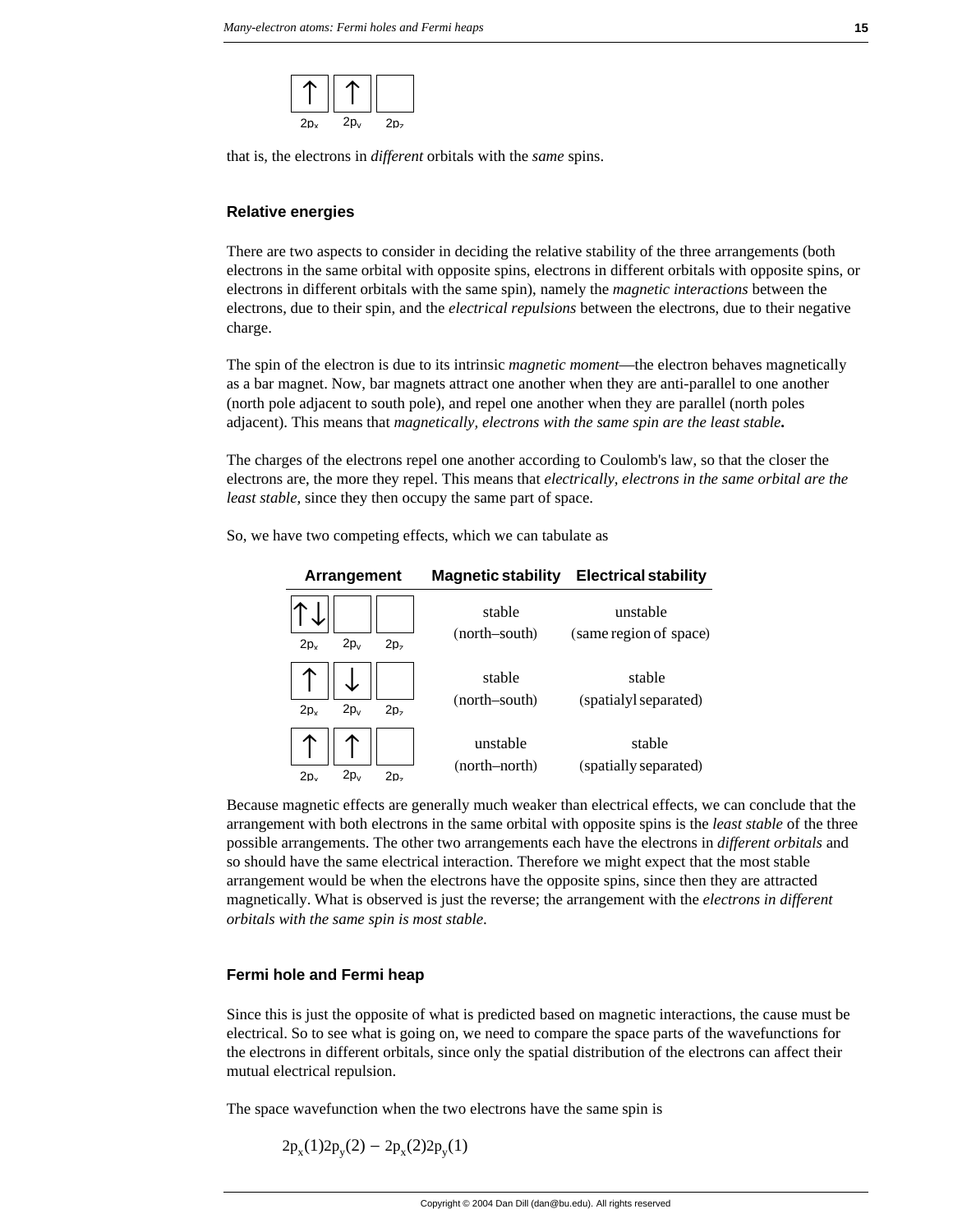| ↑ | ↑ |   |
|---|---|---|
| $2p_x$ | $2p_y$ | $2p_z$ |

that is, the electrons in *different* orbitals with the *same* spins.

### Relative energies

There are two aspects to consider in deciding the relative stability of the three arrangements (both electrons in the same orbital with opposite spins, electrons in different orbitals with opposite spins, or electrons in different orbitals with the same spin), namely the *magnetic interactions* between the electrons, due to their spin, and the *electrical repulsions* between the electrons, due to their negative charge.

The spin of the electron is due to its intrinsic *magnetic moment*—the electron behaves magnetically as a bar magnet. Now, bar magnets attract one another when they are anti-parallel to one another (north pole adjacent to south pole), and repel one another when they are parallel (north poles adjacent). This means that *magnetically, electrons with the same spin are the least stable.*

The charges of the electrons repel one another according to Coulomb's law, so that the closer the electrons are, the more they repel. This means that *electrically, electrons in the same orbital are the least stable*, since they then occupy the same part of space.

So, we have two competing effects, which we can tabulate as

| Arrangement | Magnetic stability | Electrical stability |
|---|---|---|
| ↑↓ in $2p_x$; $2p_y$, $2p_z$ empty | stable (north–south) | unstable (same region of space) |
| ↑ in $2p_x$, ↓ in $2p_y$; $2p_z$ empty | stable (north–south) | stable (spatialyl separated) |
| ↑ in $2p_x$, ↑ in $2p_y$; $2p_z$ empty | unstable (north–north) | stable (spatially separated) |

Because magnetic effects are generally much weaker than electrical effects, we can conclude that the arrangement with both electrons in the same orbital with opposite spins is the *least stable* of the three possible arrangements. The other two arrangements each have the electrons in *different orbitals* and so should have the same electrical interaction. Therefore we might expect that the most stable arrangement would be when the electrons have the opposite spins, since then they are attracted magnetically. What is observed is just the reverse; the arrangement with the *electrons in different orbitals with the same spin is most stable*.

### Fermi hole and Fermi heap

Since this is just the opposite of what is predicted based on magnetic interactions, the cause must be electrical. So to see what is going on, we need to compare the space parts of the wavefunctions for the electrons in different orbitals, since only the spatial distribution of the electrons can affect their mutual electrical repulsion.

The space wavefunction when the two electrons have the same spin is

$$2p_x(1)2p_y(2) - 2p_x(2)2p_y(1)$$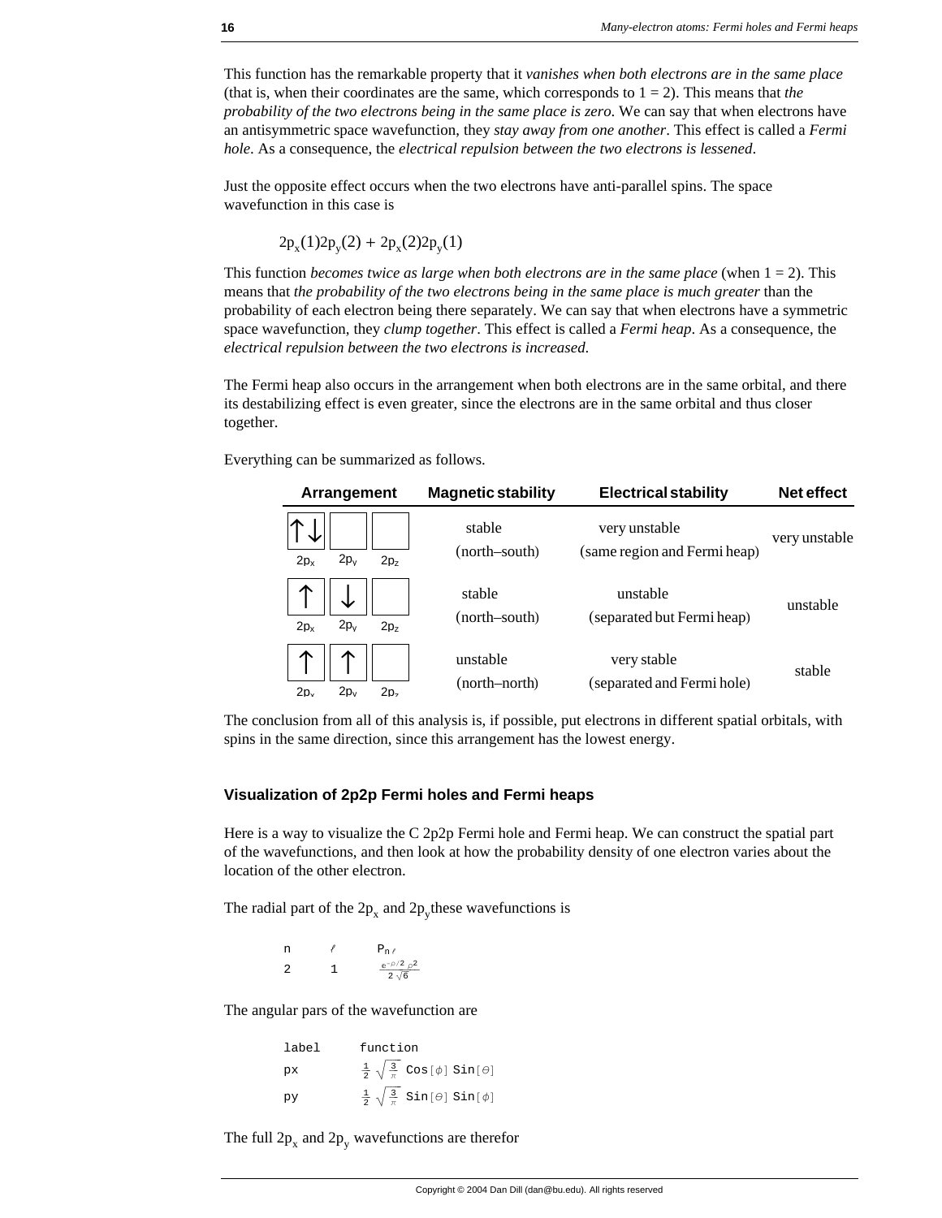This function has the remarkable property that it *vanishes when both electrons are in the same place* (that is, when their coordinates are the same, which corresponds to 1 = 2). This means that *the probability of the two electrons being in the same place is zero*. We can say that when electrons have an antisymmetric space wavefunction, they *stay away from one another*. This effect is called a *Fermi hole*. As a consequence, the *electrical repulsion between the two electrons is lessened*.

Just the opposite effect occurs when the two electrons have anti-parallel spins. The space wavefunction in this case is

$$2p_x(1)2p_y(2) + 2p_x(2)2p_y(1)$$

This function *becomes twice as large when both electrons are in the same place* (when 1 = 2). This means that *the probability of the two electrons being in the same place is much greater* than the probability of each electron being there separately. We can say that when electrons have a symmetric space wavefunction, they *clump together*. This effect is called a *Fermi heap*. As a consequence, the *electrical repulsion between the two electrons is increased*.

The Fermi heap also occurs in the arrangement when both electrons are in the same orbital, and there its destabilizing effect is even greater, since the electrons are in the same orbital and thus closer together.

Everything can be summarized as follows.

| Arrangement | Magnetic stability | Electrical stability | Net effect |
|---|---|---|---|
| $2p_x$: ↑↓, $2p_y$: (empty), $2p_z$: (empty) | stable (north–south) | very unstable (same region and Fermi heap) | very unstable |
| $2p_x$: ↑, $2p_y$: ↓, $2p_z$: (empty) | stable (north–south) | unstable (separated but Fermi heap) | unstable |
| $2p_x$: ↑, $2p_y$: ↑, $2p_z$: (empty) | unstable (north–north) | very stable (separated and Fermi hole) | stable |

The conclusion from all of this analysis is, if possible, put electrons in different spatial orbitals, with spins in the same direction, since this arrangement has the lowest energy.

### Visualization of 2p2p Fermi holes and Fermi heaps

Here is a way to visualize the C 2p2p Fermi hole and Fermi heap. We can construct the spatial part of the wavefunctions, and then look at how the probability density of one electron varies about the location of the other electron.

The radial part of the $2p_x$ and $2p_y$these wavefunctions is

| n | ℓ | $P_{n\ell}$ |
|---|---|---|
| 2 | 1 | $\frac{e^{-\rho/2}\rho^2}{2\sqrt{6}}$ |

The angular pars of the wavefunction are

| label | function |
|---|---|
| px | $\frac{1}{2}\sqrt{\frac{3}{\pi}}\ \text{Cos}[\phi]\ \text{Sin}[\theta]$ |
| py | $\frac{1}{2}\sqrt{\frac{3}{\pi}}\ \text{Sin}[\theta]\ \text{Sin}[\phi]$ |

The full $2p_x$ and $2p_y$ wavefunctions are therefor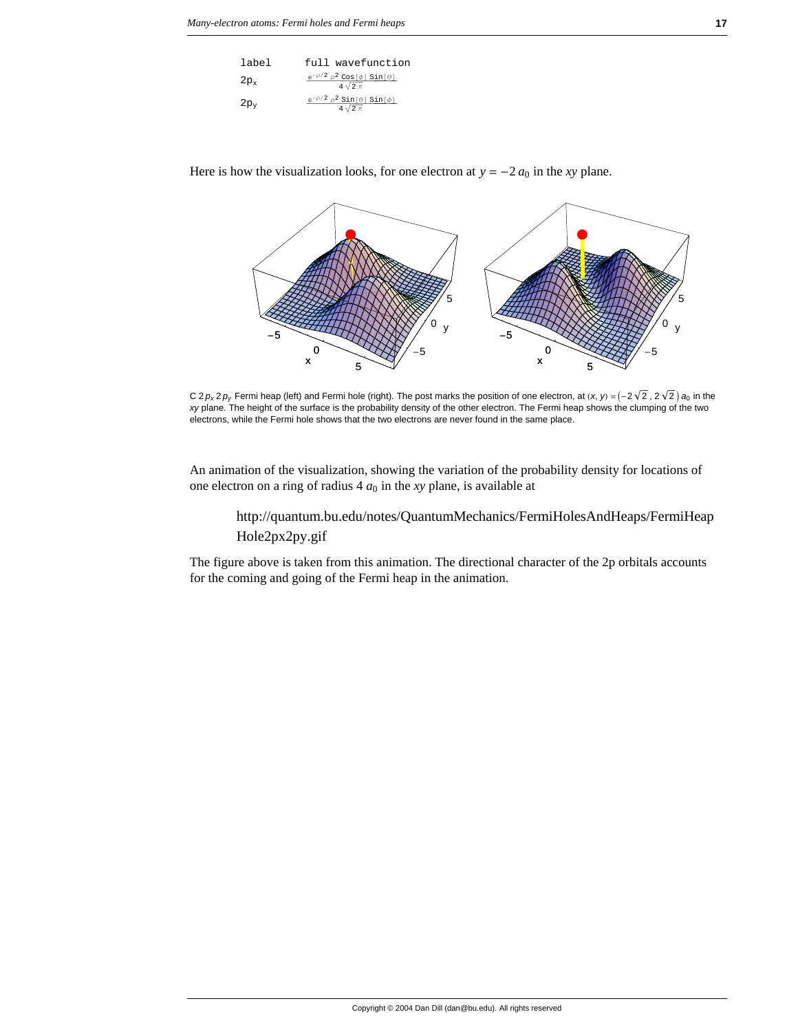| label | full wavefunction |
|---|---|
| $2p_x$ | $\frac{e^{-\rho/2}\,\rho^2\,\text{Cos}[\phi]\,\text{Sin}[\theta]}{4\sqrt{2}\,\pi}$ |
| $2p_y$ | $\frac{e^{-\rho/2}\,\rho^2\,\text{Sin}[\theta]\,\text{Sin}[\phi]}{4\sqrt{2}\,\pi}$ |

Here is how the visualization looks, for one electron at $y = -2\,a_0$ in the *xy* plane.

−5
0
x
5
5
0
y
−5

−5
0
x
5
5
0
y
−5

C $2p_x\,2p_y$ Fermi heap (left) and Fermi hole (right). The post marks the position of one electron, at $(x, y) = \left(-2\sqrt{2}, 2\sqrt{2}\right) a_0$ in the *xy* plane. The height of the surface is the probability density of the other electron. The Fermi heap shows the clumping of the two electrons, while the Fermi hole shows that the two electrons are never found in the same place.

An animation of the visualization, showing the variation of the probability density for locations of one electron on a ring of radius $4\,a_0$ in the *xy* plane, is available at

> http://quantum.bu.edu/notes/QuantumMechanics/FermiHolesAndHeaps/FermiHeapHole2px2py.gif

The figure above is taken from this animation. The directional character of the 2p orbitals accounts for the coming and going of the Fermi heap in the animation.